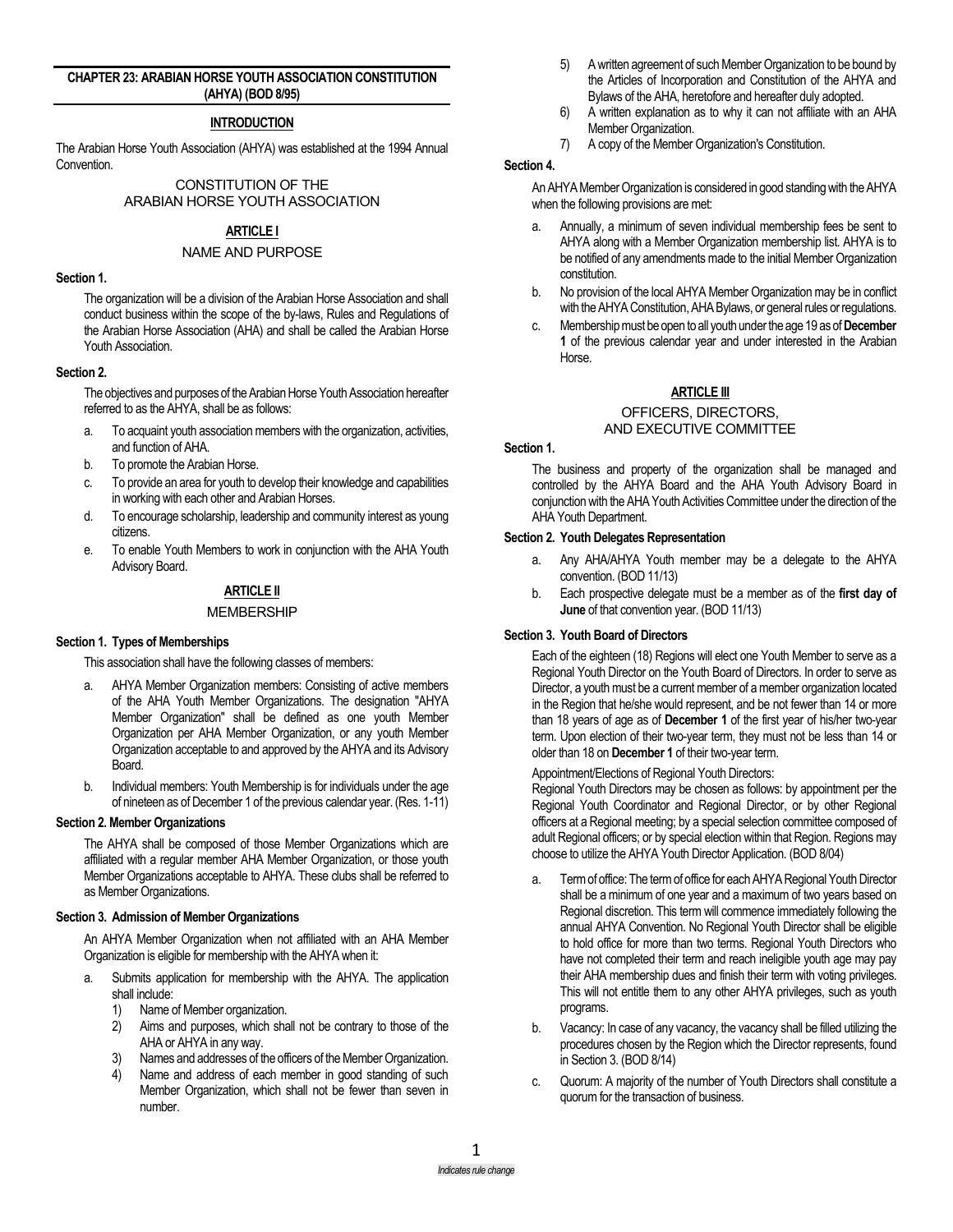## CHAPTER 23: ARABIAN HORSE YOUTH ASSOCIATION CONSTITUTION (AHYA) (BOD 8/95)

### INTRODUCTION

The Arabian Horse Youth Association (AHYA) was established at the 1994 Annual Convention.

# CONSTITUTION OF THE ARABIAN HORSE YOUTH ASSOCIATION

## ARTICLE I

### NAME AND PURPOSE

**Section 1.**

The organization will be a division of the Arabian Horse Association and shall conduct business within the scope of the by-laws, Rules and Regulations of the Arabian Horse Association (AHA) and shall be called the Arabian Horse Youth Association.

**Section 2.**

The objectives and purposes of the Arabian Horse Youth Association hereafter referred to as the AHYA, shall be as follows:

a. To acquaint youth association members with the organization, activities, and function of AHA.
b. To promote the Arabian Horse.
c. To provide an area for youth to develop their knowledge and capabilities in working with each other and Arabian Horses.
d. To encourage scholarship, leadership and community interest as young citizens.
e. To enable Youth Members to work in conjunction with the AHA Youth Advisory Board.

## ARTICLE II

### MEMBERSHIP

**Section 1. Types of Memberships**

This association shall have the following classes of members:

a. AHYA Member Organization members: Consisting of active members of the AHA Youth Member Organizations. The designation "AHYA Member Organization" shall be defined as one youth Member Organization per AHA Member Organization, or any youth Member Organization acceptable to and approved by the AHYA and its Advisory Board.
b. Individual members: Youth Membership is for individuals under the age of nineteen as of December 1 of the previous calendar year. (Res. 1-11)

**Section 2. Member Organizations**

The AHYA shall be composed of those Member Organizations which are affiliated with a regular member AHA Member Organization, or those youth Member Organizations acceptable to AHYA. These clubs shall be referred to as Member Organizations.

**Section 3. Admission of Member Organizations**

An AHYA Member Organization when not affiliated with an AHA Member Organization is eligible for membership with the AHYA when it:

a. Submits application for membership with the AHYA. The application shall include:
   1) Name of Member organization.
   2) Aims and purposes, which shall not be contrary to those of the AHA or AHYA in any way.
   3) Names and addresses of the officers of the Member Organization.
   4) Name and address of each member in good standing of such Member Organization, which shall not be fewer than seven in number.
   5) A written agreement of such Member Organization to be bound by the Articles of Incorporation and Constitution of the AHYA and Bylaws of the AHA, heretofore and hereafter duly adopted.
   6) A written explanation as to why it can not affiliate with an AHA Member Organization.
   7) A copy of the Member Organization's Constitution.

**Section 4.**

An AHYA Member Organization is considered in good standing with the AHYA when the following provisions are met:

a. Annually, a minimum of seven individual membership fees be sent to AHYA along with a Member Organization membership list. AHYA is to be notified of any amendments made to the initial Member Organization constitution.
b. No provision of the local AHYA Member Organization may be in conflict with the AHYA Constitution, AHA Bylaws, or general rules or regulations.
c. Membership must be open to all youth under the age 19 as of **December 1** of the previous calendar year and under interested in the Arabian Horse.

## ARTICLE III

### OFFICERS, DIRECTORS, AND EXECUTIVE COMMITTEE

**Section 1.**

The business and property of the organization shall be managed and controlled by the AHYA Board and the AHA Youth Advisory Board in conjunction with the AHA Youth Activities Committee under the direction of the AHA Youth Department.

**Section 2. Youth Delegates Representation**

a. Any AHA/AHYA Youth member may be a delegate to the AHYA convention. (BOD 11/13)
b. Each prospective delegate must be a member as of the **first day of June** of that convention year. (BOD 11/13)

**Section 3. Youth Board of Directors**

Each of the eighteen (18) Regions will elect one Youth Member to serve as a Regional Youth Director on the Youth Board of Directors. In order to serve as Director, a youth must be a current member of a member organization located in the Region that he/she would represent, and be not fewer than 14 or more than 18 years of age as of **December 1** of the first year of his/her two-year term. Upon election of their two-year term, they must not be less than 14 or older than 18 on **December 1** of their two-year term.

Appointment/Elections of Regional Youth Directors:
Regional Youth Directors may be chosen as follows: by appointment per the Regional Youth Coordinator and Regional Director, or by other Regional officers at a Regional meeting; by a special selection committee composed of adult Regional officers; or by special election within that Region. Regions may choose to utilize the AHYA Youth Director Application. (BOD 8/04)

a. Term of office: The term of office for each AHYA Regional Youth Director shall be a minimum of one year and a maximum of two years based on Regional discretion. This term will commence immediately following the annual AHYA Convention. No Regional Youth Director shall be eligible to hold office for more than two terms. Regional Youth Directors who have not completed their term and reach ineligible youth age may pay their AHA membership dues and finish their term with voting privileges. This will not entitle them to any other AHYA privileges, such as youth programs.
b. Vacancy: In case of any vacancy, the vacancy shall be filled utilizing the procedures chosen by the Region which the Director represents, found in Section 3. (BOD 8/14)
c. Quorum: A majority of the number of Youth Directors shall constitute a quorum for the transaction of business.

*Indicates rule change*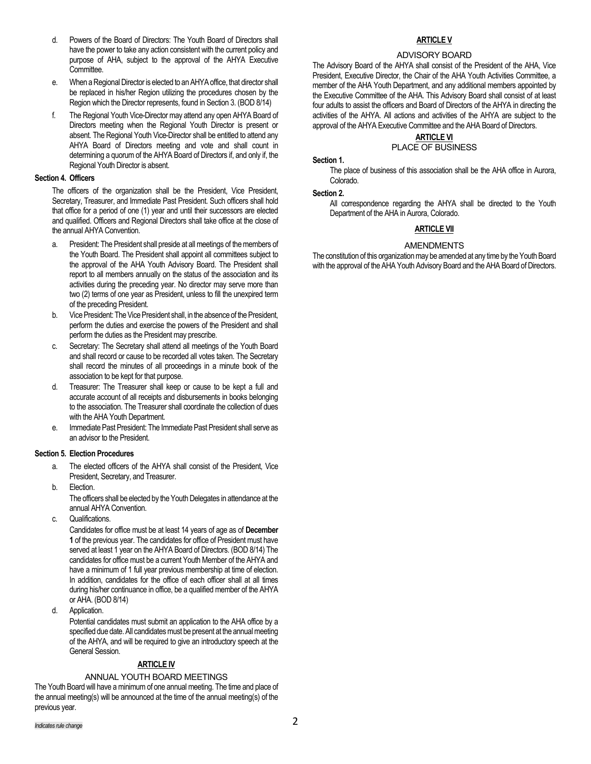d. Powers of the Board of Directors: The Youth Board of Directors shall have the power to take any action consistent with the current policy and purpose of AHA, subject to the approval of the AHYA Executive Committee.

e. When a Regional Director is elected to an AHYA office, that director shall be replaced in his/her Region utilizing the procedures chosen by the Region which the Director represents, found in Section 3. (BOD 8/14)

f. The Regional Youth Vice-Director may attend any open AHYA Board of Directors meeting when the Regional Youth Director is present or absent. The Regional Youth Vice-Director shall be entitled to attend any AHYA Board of Directors meeting and vote and shall count in determining a quorum of the AHYA Board of Directors if, and only if, the Regional Youth Director is absent.

**Section 4. Officers**

The officers of the organization shall be the President, Vice President, Secretary, Treasurer, and Immediate Past President. Such officers shall hold that office for a period of one (1) year and until their successors are elected and qualified. Officers and Regional Directors shall take office at the close of the annual AHYA Convention.

a. President: The President shall preside at all meetings of the members of the Youth Board. The President shall appoint all committees subject to the approval of the AHA Youth Advisory Board. The President shall report to all members annually on the status of the association and its activities during the preceding year. No director may serve more than two (2) terms of one year as President, unless to fill the unexpired term of the preceding President.

b. Vice President: The Vice President shall, in the absence of the President, perform the duties and exercise the powers of the President and shall perform the duties as the President may prescribe.

c. Secretary: The Secretary shall attend all meetings of the Youth Board and shall record or cause to be recorded all votes taken. The Secretary shall record the minutes of all proceedings in a minute book of the association to be kept for that purpose.

d. Treasurer: The Treasurer shall keep or cause to be kept a full and accurate account of all receipts and disbursements in books belonging to the association. The Treasurer shall coordinate the collection of dues with the AHA Youth Department.

e. Immediate Past President: The Immediate Past President shall serve as an advisor to the President.

**Section 5. Election Procedures**

a. The elected officers of the AHYA shall consist of the President, Vice President, Secretary, and Treasurer.

b. Election.

The officers shall be elected by the Youth Delegates in attendance at the annual AHYA Convention.

c. Qualifications.

Candidates for office must be at least 14 years of age as of **December 1** of the previous year. The candidates for office of President must have served at least 1 year on the AHYA Board of Directors. (BOD 8/14) The candidates for office must be a current Youth Member of the AHYA and have a minimum of 1 full year previous membership at time of election. In addition, candidates for the office of each officer shall at all times during his/her continuance in office, be a qualified member of the AHYA or AHA. (BOD 8/14)

d. Application.

Potential candidates must submit an application to the AHA office by a specified due date. All candidates must be present at the annual meeting of the AHYA, and will be required to give an introductory speech at the General Session.

## ARTICLE IV

### ANNUAL YOUTH BOARD MEETINGS

The Youth Board will have a minimum of one annual meeting. The time and place of the annual meeting(s) will be announced at the time of the annual meeting(s) of the previous year.

## ARTICLE V

### ADVISORY BOARD

The Advisory Board of the AHYA shall consist of the President of the AHA, Vice President, Executive Director, the Chair of the AHA Youth Activities Committee, a member of the AHA Youth Department, and any additional members appointed by the Executive Committee of the AHA. This Advisory Board shall consist of at least four adults to assist the officers and Board of Directors of the AHYA in directing the activities of the AHYA. All actions and activities of the AHYA are subject to the approval of the AHYA Executive Committee and the AHA Board of Directors.

## ARTICLE VI

### PLACE OF BUSINESS

**Section 1.**

The place of business of this association shall be the AHA office in Aurora, Colorado.

**Section 2.**

All correspondence regarding the AHYA shall be directed to the Youth Department of the AHA in Aurora, Colorado.

## ARTICLE VII

### AMENDMENTS

The constitution of this organization may be amended at any time by the Youth Board with the approval of the AHA Youth Advisory Board and the AHA Board of Directors.

*Indicates rule change*